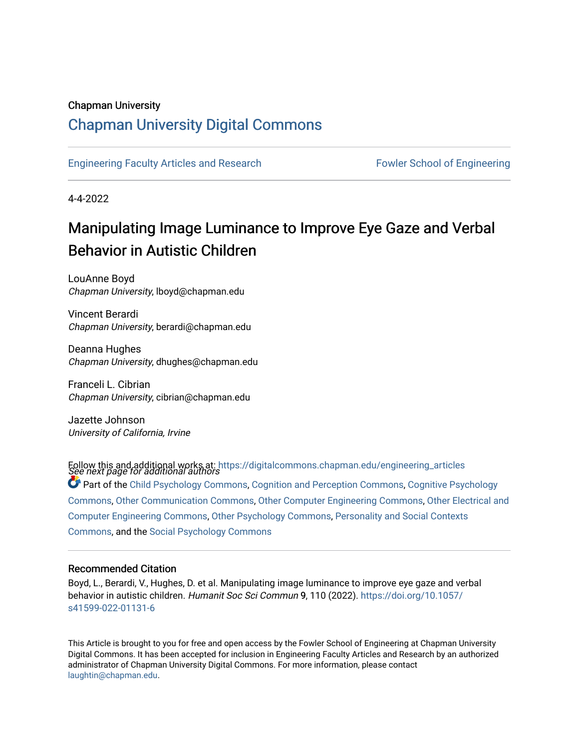Chapman University

# Chapman University Digital Commons

Engineering Faculty Articles and Research | Fowler School of Engineering

4-4-2022

# Manipulating Image Luminance to Improve Eye Gaze and Verbal Behavior in Autistic Children

LouAnne Boyd
*Chapman University*, lboyd@chapman.edu

Vincent Berardi
*Chapman University*, berardi@chapman.edu

Deanna Hughes
*Chapman University*, dhughes@chapman.edu

Franceli L. Cibrian
*Chapman University*, cibrian@chapman.edu

Jazette Johnson
*University of California, Irvine*

*See next page for additional authors*

Follow this and additional works at: https://digitalcommons.chapman.edu/engineering_articles

Part of the Child Psychology Commons, Cognition and Perception Commons, Cognitive Psychology Commons, Other Communication Commons, Other Computer Engineering Commons, Other Electrical and Computer Engineering Commons, Other Psychology Commons, Personality and Social Contexts Commons, and the Social Psychology Commons

## Recommended Citation

Boyd, L., Berardi, V., Hughes, D. et al. Manipulating image luminance to improve eye gaze and verbal behavior in autistic children. *Humanit Soc Sci Commun* 9, 110 (2022). https://doi.org/10.1057/s41599-022-01131-6

This Article is brought to you for free and open access by the Fowler School of Engineering at Chapman University Digital Commons. It has been accepted for inclusion in Engineering Faculty Articles and Research by an authorized administrator of Chapman University Digital Commons. For more information, please contact laughtin@chapman.edu.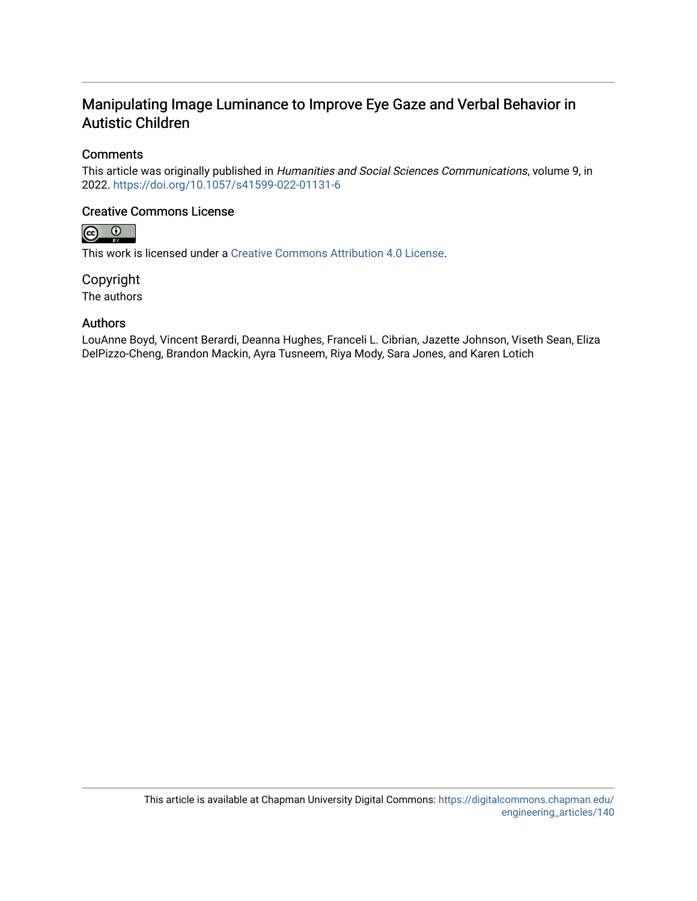# Manipulating Image Luminance to Improve Eye Gaze and Verbal Behavior in Autistic Children

## Comments

This article was originally published in *Humanities and Social Sciences Communications*, volume 9, in 2022. https://doi.org/10.1057/s41599-022-01131-6

## Creative Commons License

This work is licensed under a Creative Commons Attribution 4.0 License.

## Copyright

The authors

## Authors

LouAnne Boyd, Vincent Berardi, Deanna Hughes, Franceli L. Cibrian, Jazette Johnson, Viseth Sean, Eliza DelPizzo-Cheng, Brandon Mackin, Ayra Tusneem, Riya Mody, Sara Jones, and Karen Lotich

This article is available at Chapman University Digital Commons: https://digitalcommons.chapman.edu/engineering_articles/140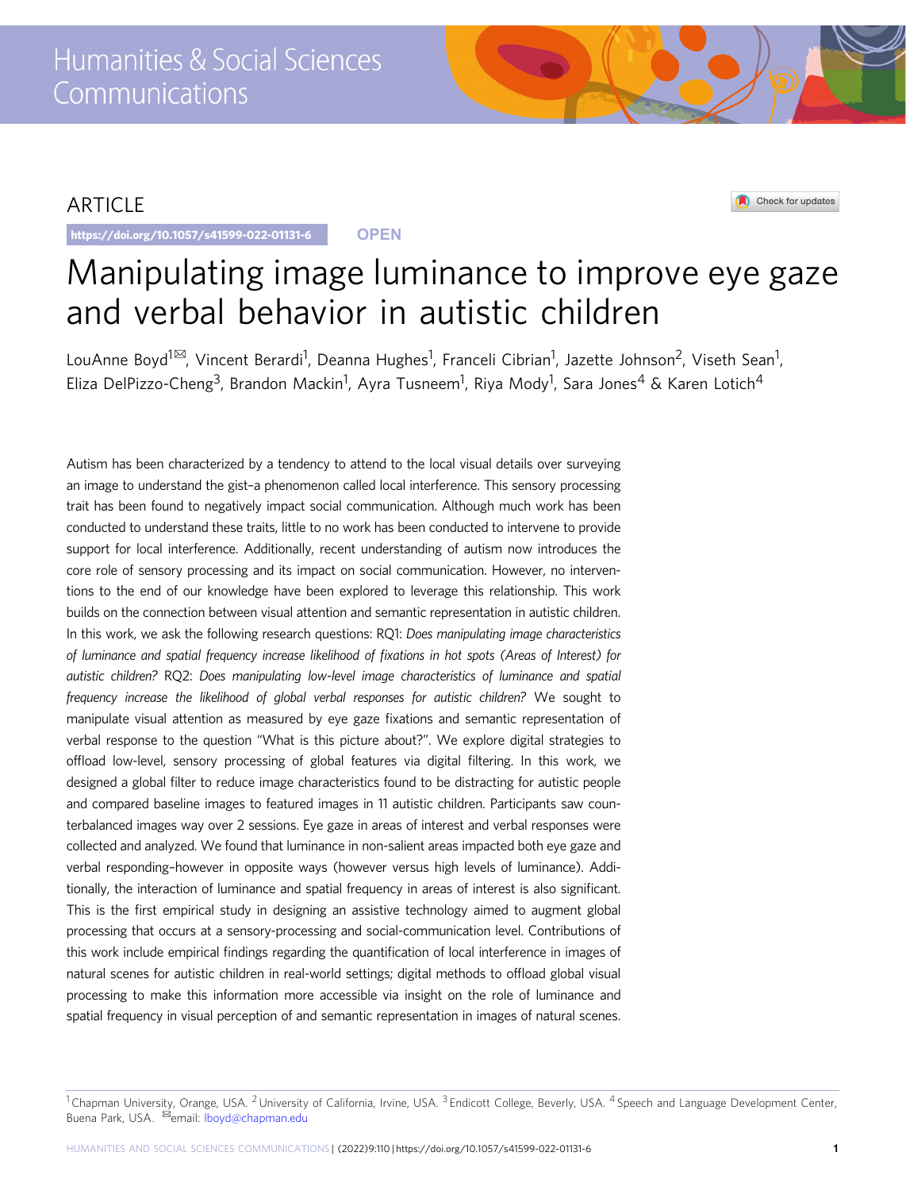# Manipulating image luminance to improve eye gaze and verbal behavior in autistic children

LouAnne Boyd[1✉], Vincent Berardi[1], Deanna Hughes[1], Franceli Cibrian[1], Jazette Johnson[2], Viseth Sean[1], Eliza DelPizzo-Cheng[3], Brandon Mackin[1], Ayra Tusneem[1], Riya Mody[1], Sara Jones[4] & Karen Lotich[4]

Autism has been characterized by a tendency to attend to the local visual details over surveying an image to understand the gist–a phenomenon called local interference. This sensory processing trait has been found to negatively impact social communication. Although much work has been conducted to understand these traits, little to no work has been conducted to intervene to provide support for local interference. Additionally, recent understanding of autism now introduces the core role of sensory processing and its impact on social communication. However, no interventions to the end of our knowledge have been explored to leverage this relationship. This work builds on the connection between visual attention and semantic representation in autistic children. In this work, we ask the following research questions: RQ1: *Does manipulating image characteristics of luminance and spatial frequency increase likelihood of fixations in hot spots (Areas of Interest) for autistic children?* RQ2: *Does manipulating low-level image characteristics of luminance and spatial frequency increase the likelihood of global verbal responses for autistic children?* We sought to manipulate visual attention as measured by eye gaze fixations and semantic representation of verbal response to the question "What is this picture about?". We explore digital strategies to offload low-level, sensory processing of global features via digital filtering. In this work, we designed a global filter to reduce image characteristics found to be distracting for autistic people and compared baseline images to featured images in 11 autistic children. Participants saw counterbalanced images way over 2 sessions. Eye gaze in areas of interest and verbal responses were collected and analyzed. We found that luminance in non-salient areas impacted both eye gaze and verbal responding–however in opposite ways (however versus high levels of luminance). Additionally, the interaction of luminance and spatial frequency in areas of interest is also significant. This is the first empirical study in designing an assistive technology aimed to augment global processing that occurs at a sensory-processing and social-communication level. Contributions of this work include empirical findings regarding the quantification of local interference in images of natural scenes for autistic children in real-world settings; digital methods to offload global visual processing to make this information more accessible via insight on the role of luminance and spatial frequency in visual perception of and semantic representation in images of natural scenes.

[1] Chapman University, Orange, USA. [2] University of California, Irvine, USA. [3] Endicott College, Beverly, USA. [4] Speech and Language Development Center, Buena Park, USA. ✉email: lboyd@chapman.edu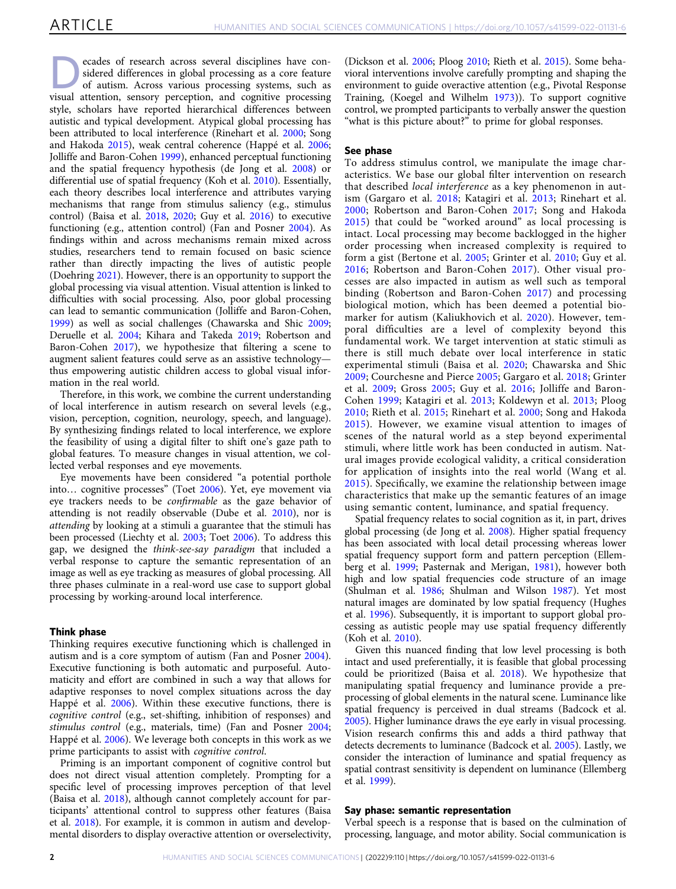Decades of research across several disciplines have considered differences in global processing as a core feature of autism. Across various processing systems, such as visual attention, sensory perception, and cognitive processing style, scholars have reported hierarchical differences between autistic and typical development. Atypical global processing has been attributed to local interference (Rinehart et al. 2000; Song and Hakoda 2015), weak central coherence (Happé et al. 2006; Jolliffe and Baron-Cohen 1999), enhanced perceptual functioning and the spatial frequency hypothesis (de Jong et al. 2008) or differential use of spatial frequency (Koh et al. 2010). Essentially, each theory describes local interference and attributes varying mechanisms that range from stimulus saliency (e.g., stimulus control) (Baisa et al. 2018, 2020; Guy et al. 2016) to executive functioning (e.g., attention control) (Fan and Posner 2004). As findings within and across mechanisms remain mixed across studies, researchers tend to remain focused on basic science rather than directly impacting the lives of autistic people (Doehring 2021). However, there is an opportunity to support the global processing via visual attention. Visual attention is linked to difficulties with social processing. Also, poor global processing can lead to semantic communication (Jolliffe and Baron-Cohen, 1999) as well as social challenges (Chawarska and Shic 2009; Deruelle et al. 2004; Kihara and Takeda 2019; Robertson and Baron-Cohen 2017), we hypothesize that filtering a scene to augment salient features could serve as an assistive technology—thus empowering autistic children access to global visual information in the real world.

Therefore, in this work, we combine the current understanding of local interference in autism research on several levels (e.g., vision, perception, cognition, neurology, speech, and language). By synthesizing findings related to local interference, we explore the feasibility of using a digital filter to shift one's gaze path to global features. To measure changes in visual attention, we collected verbal responses and eye movements.

Eye movements have been considered "a potential porthole into… cognitive processes" (Toet 2006). Yet, eye movement via eye trackers needs to be *confirmable* as the gaze behavior of attending is not readily observable (Dube et al. 2010), nor is *attending* by looking at a stimuli a guarantee that the stimuli has been processed (Liechty et al. 2003; Toet 2006). To address this gap, we designed the *think-see-say paradigm* that included a verbal response to capture the semantic representation of an image as well as eye tracking as measures of global processing. All three phases culminate in a real-word use case to support global processing by working-around local interference.

### Think phase

Thinking requires executive functioning which is challenged in autism and is a core symptom of autism (Fan and Posner 2004). Executive functioning is both automatic and purposeful. Automaticity and effort are combined in such a way that allows for adaptive responses to novel complex situations across the day Happé et al. 2006). Within these executive functions, there is *cognitive control* (e.g., set-shifting, inhibition of responses) and *stimulus control* (e.g., materials, time) (Fan and Posner 2004; Happé et al. 2006). We leverage both concepts in this work as we prime participants to assist with *cognitive control*.

Priming is an important component of cognitive control but does not direct visual attention completely. Prompting for a specific level of processing improves perception of that level (Baisa et al. 2018), although cannot completely account for participants' attentional control to suppress other features (Baisa et al. 2018). For example, it is common in autism and developmental disorders to display overactive attention or overselectivity, (Dickson et al. 2006; Ploog 2010; Rieth et al. 2015). Some behavioral interventions involve carefully prompting and shaping the environment to guide overactive attention (e.g., Pivotal Response Training, (Koegel and Wilhelm 1973)). To support cognitive control, we prompted participants to verbally answer the question "what is this picture about?" to prime for global responses.

### See phase

To address stimulus control, we manipulate the image characteristics. We base our global filter intervention on research that described *local interference* as a key phenomenon in autism (Gargaro et al. 2018; Katagiri et al. 2013; Rinehart et al. 2000; Robertson and Baron-Cohen 2017; Song and Hakoda 2015) that could be "worked around" as local processing is intact. Local processing may become backlogged in the higher order processing when increased complexity is required to form a gist (Bertone et al. 2005; Grinter et al. 2010; Guy et al. 2016; Robertson and Baron-Cohen 2017). Other visual processes are also impacted in autism as well such as temporal binding (Robertson and Baron-Cohen 2017) and processing biological motion, which has been deemed a potential biomarker for autism (Kaliukhovich et al. 2020). However, temporal difficulties are a level of complexity beyond this fundamental work. We target intervention at static stimuli as there is still much debate over local interference in static experimental stimuli (Baisa et al. 2020; Chawarska and Shic 2009; Courchesne and Pierce 2005; Gargaro et al. 2018; Grinter et al. 2009; Gross 2005; Guy et al. 2016; Jolliffe and Baron-Cohen 1999; Katagiri et al. 2013; Koldewyn et al. 2013; Ploog 2010; Rieth et al. 2015; Rinehart et al. 2000; Song and Hakoda 2015). However, we examine visual attention to images of scenes of the natural world as a step beyond experimental stimuli, where little work has been conducted in autism. Natural images provide ecological validity, a critical consideration for application of insights into the real world (Wang et al. 2015). Specifically, we examine the relationship between image characteristics that make up the semantic features of an image using semantic content, luminance, and spatial frequency.

Spatial frequency relates to social cognition as it, in part, drives global processing (de Jong et al. 2008). Higher spatial frequency has been associated with local detail processing whereas lower spatial frequency support form and pattern perception (Ellemberg et al. 1999; Pasternak and Merigan, 1981), however both high and low spatial frequencies code structure of an image (Shulman et al. 1986; Shulman and Wilson 1987). Yet most natural images are dominated by low spatial frequency (Hughes et al. 1996). Subsequently, it is important to support global processing as autistic people may use spatial frequency differently (Koh et al. 2010).

Given this nuanced finding that low level processing is both intact and used preferentially, it is feasible that global processing could be prioritized (Baisa et al. 2018). We hypothesize that manipulating spatial frequency and luminance provide a preprocessing of global elements in the natural scene. Luminance like spatial frequency is perceived in dual streams (Badcock et al. 2005). Higher luminance draws the eye early in visual processing. Vision research confirms this and adds a third pathway that detects decrements to luminance (Badcock et al. 2005). Lastly, we consider the interaction of luminance and spatial frequency as spatial contrast sensitivity is dependent on luminance (Ellemberg et al. 1999).

### Say phase: semantic representation

Verbal speech is a response that is based on the culmination of processing, language, and motor ability. Social communication is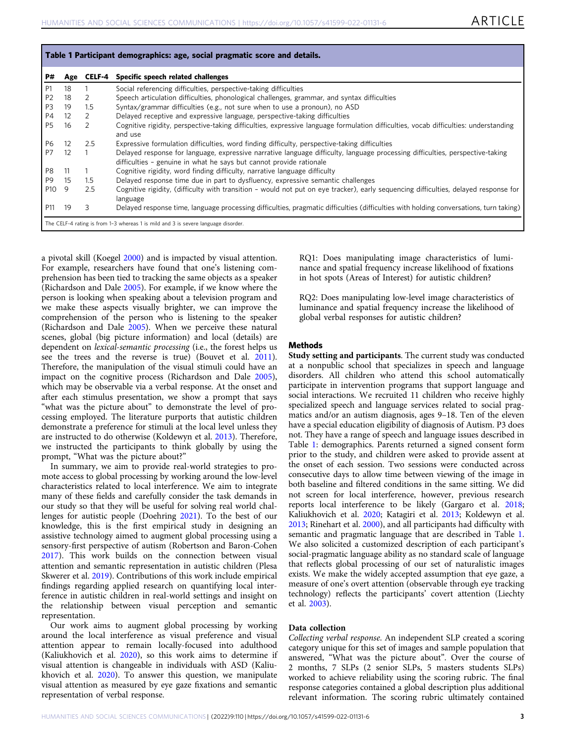**Table 1 Participant demographics: age, social pragmatic score and details.**

| P# | Age | CELF-4 | Specific speech related challenges |
|---|---|---|---|
| P1 | 18 | 1 | Social referencing difficulties, perspective-taking difficulties |
| P2 | 18 | 2 | Speech articulation difficulties, phonological challenges, grammar, and syntax difficulties |
| P3 | 19 | 1.5 | Syntax/grammar difficulties (e.g., not sure when to use a pronoun), no ASD |
| P4 | 12 | 2 | Delayed receptive and expressive language, perspective-taking difficulties |
| P5 | 16 | 2 | Cognitive rigidity, perspective-taking difficulties, expressive language formulation difficulties, vocab difficulties: understanding and use |
| P6 | 12 | 2.5 | Expressive formulation difficulties, word finding difficulty, perspective-taking difficulties |
| P7 | 12 | 1 | Delayed response for language, expressive narrative language difficulty, language processing difficulties, perspective-taking difficulties – genuine in what he says but cannot provide rationale |
| P8 | 11 | 1 | Cognitive rigidity, word finding difficulty, narrative language difficulty |
| P9 | 15 | 1.5 | Delayed response time due in part to dysfluency, expressive semantic challenges |
| P10 | 9 | 2.5 | Cognitive rigidity, (difficulty with transition – would not put on eye tracker), early sequencing difficulties, delayed response for language |
| P11 | 19 | 3 | Delayed response time, language processing difficulties, pragmatic difficulties (difficulties with holding conversations, turn taking) |

The CELF-4 rating is from 1–3 whereas 1 is mild and 3 is severe language disorder.

a pivotal skill (Koegel 2000) and is impacted by visual attention. For example, researchers have found that one's listening comprehension has been tied to tracking the same objects as a speaker (Richardson and Dale 2005). For example, if we know where the person is looking when speaking about a television program and we make these aspects visually brighter, we can improve the comprehension of the person who is listening to the speaker (Richardson and Dale 2005). When we perceive these natural scenes, global (big picture information) and local (details) are dependent on *lexical-semantic processing* (i.e., the forest helps us see the trees and the reverse is true) (Bouvet et al. 2011). Therefore, the manipulation of the visual stimuli could have an impact on the cognitive process (Richardson and Dale 2005), which may be observable via a verbal response. At the onset and after each stimulus presentation, we show a prompt that says "what was the picture about" to demonstrate the level of processing employed. The literature purports that autistic children demonstrate a preference for stimuli at the local level unless they are instructed to do otherwise (Koldewyn et al. 2013). Therefore, we instructed the participants to think globally by using the prompt, "What was the picture about?"

In summary, we aim to provide real-world strategies to promote access to global processing by working around the low-level characteristics related to local interference. We aim to integrate many of these fields and carefully consider the task demands in our study so that they will be useful for solving real world challenges for autistic people (Doehring 2021). To the best of our knowledge, this is the first empirical study in designing an assistive technology aimed to augment global processing using a sensory-first perspective of autism (Robertson and Baron-Cohen 2017). This work builds on the connection between visual attention and semantic representation in autistic children (Plesa Skwerer et al. 2019). Contributions of this work include empirical findings regarding applied research on quantifying local interference in autistic children in real-world settings and insight on the relationship between visual perception and semantic representation.

Our work aims to augment global processing by working around the local interference as visual preference and visual attention appear to remain locally-focused into adulthood (Kaliukhovich et al. 2020), so this work aims to determine if visual attention is changeable in individuals with ASD (Kaliukhovich et al. 2020). To answer this question, we manipulate visual attention as measured by eye gaze fixations and semantic representation of verbal response.

RQ1: Does manipulating image characteristics of luminance and spatial frequency increase likelihood of fixations in hot spots (Areas of Interest) for autistic children?

RQ2: Does manipulating low-level image characteristics of luminance and spatial frequency increase the likelihood of global verbal responses for autistic children?

## Methods

**Study setting and participants**. The current study was conducted at a nonpublic school that specializes in speech and language disorders. All children who attend this school automatically participate in intervention programs that support language and social interactions. We recruited 11 children who receive highly specialized speech and language services related to social pragmatics and/or an autism diagnosis, ages 9–18. Ten of the eleven have a special education eligibility of diagnosis of Autism. P3 does not. They have a range of speech and language issues described in Table 1: demographics. Parents returned a signed consent form prior to the study, and children were asked to provide assent at the onset of each session. Two sessions were conducted across consecutive days to allow time between viewing of the image in both baseline and filtered conditions in the same sitting. We did not screen for local interference, however, previous research reports local interference to be likely (Gargaro et al. 2018; Kaliukhovich et al. 2020; Katagiri et al. 2013; Koldewyn et al. 2013; Rinehart et al. 2000), and all participants had difficulty with semantic and pragmatic language that are described in Table 1. We also solicited a customized description of each participant's social-pragmatic language ability as no standard scale of language that reflects global processing of our set of naturalistic images exists. We make the widely accepted assumption that eye gaze, a measure of one's overt attention (observable through eye tracking technology) reflects the participants' covert attention (Liechty et al. 2003).

### Data collection

*Collecting verbal response*. An independent SLP created a scoring category unique for this set of images and sample population that answered, "What was the picture about". Over the course of 2 months, 7 SLPs (2 senior SLPs, 5 masters students SLPs) worked to achieve reliability using the scoring rubric. The final response categories contained a global description plus additional relevant information. The scoring rubric ultimately contained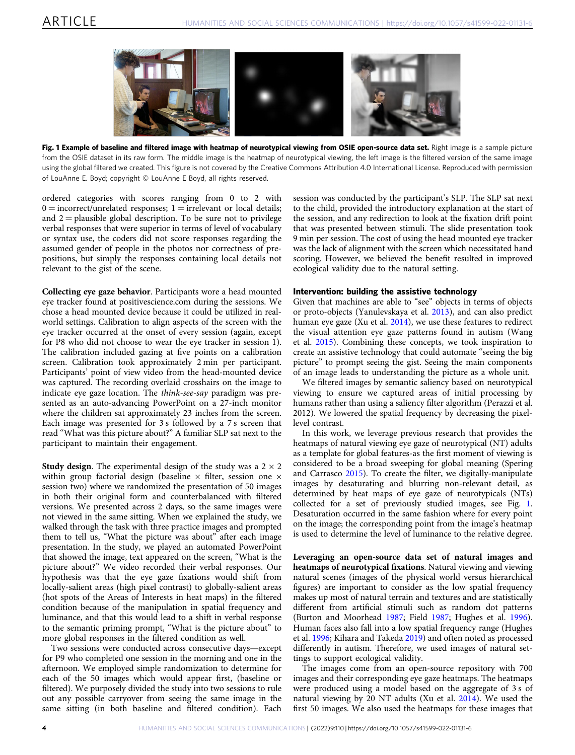**Fig. 1 Example of baseline and filtered image with heatmap of neurotypical viewing from OSIE open-source data set.** Right image is a sample picture from the OSIE dataset in its raw form. The middle image is the heatmap of neurotypical viewing, the left image is the filtered version of the same image using the global filtered we created. This figure is not covered by the Creative Commons Attribution 4.0 International License. Reproduced with permission of LouAnne E. Boyd; copyright © LouAnne E Boyd, all rights reserved.

ordered categories with scores ranging from 0 to 2 with 0 = incorrect/unrelated responses; 1 = irrelevant or local details; and 2 = plausible global description. To be sure not to privilege verbal responses that were superior in terms of level of vocabulary or syntax use, the coders did not score responses regarding the assumed gender of people in the photos nor correctness of prepositions, but simply the responses containing local details not relevant to the gist of the scene.

**Collecting eye gaze behavior**. Participants wore a head mounted eye tracker found at positivescience.com during the sessions. We chose a head mounted device because it could be utilized in real-world settings. Calibration to align aspects of the screen with the eye tracker occurred at the onset of every session (again, except for P8 who did not choose to wear the eye tracker in session 1). The calibration included gazing at five points on a calibration screen. Calibration took approximately 2 min per participant. Participants' point of view video from the head-mounted device was captured. The recording overlaid crosshairs on the image to indicate eye gaze location. The *think-see-say* paradigm was presented as an auto-advancing PowerPoint on a 27-inch monitor where the children sat approximately 23 inches from the screen. Each image was presented for 3 s followed by a 7 s screen that read "What was this picture about?" A familiar SLP sat next to the participant to maintain their engagement.

**Study design**. The experimental design of the study was a 2 × 2 within group factorial design (baseline × filter, session one × session two) where we randomized the presentation of 50 images in both their original form and counterbalanced with filtered versions. We presented across 2 days, so the same images were not viewed in the same sitting. When we explained the study, we walked through the task with three practice images and prompted them to tell us, "What the picture was about" after each image presentation. In the study, we played an automated PowerPoint that showed the image, text appeared on the screen, "What is the picture about?" We video recorded their verbal responses. Our hypothesis was that the eye gaze fixations would shift from locally-salient areas (high pixel contrast) to globally-salient areas (hot spots of the Areas of Interests in heat maps) in the filtered condition because of the manipulation in spatial frequency and luminance, and that this would lead to a shift in verbal response to the semantic priming prompt, "What is the picture about" to more global responses in the filtered condition as well.

Two sessions were conducted across consecutive days—except for P9 who completed one session in the morning and one in the afternoon. We employed simple randomization to determine for each of the 50 images which would appear first, (baseline or filtered). We purposely divided the study into two sessions to rule out any possible carryover from seeing the same image in the same sitting (in both baseline and filtered condition). Each session was conducted by the participant's SLP. The SLP sat next to the child, provided the introductory explanation at the start of the session, and any redirection to look at the fixation drift point that was presented between stimuli. The slide presentation took 9 min per session. The cost of using the head mounted eye tracker was the lack of alignment with the screen which necessitated hand scoring. However, we believed the benefit resulted in improved ecological validity due to the natural setting.

## Intervention: building the assistive technology

Given that machines are able to "see" objects in terms of objects or proto-objects (Yanulevskaya et al. 2013), and can also predict human eye gaze (Xu et al. 2014), we use these features to redirect the visual attention eye gaze patterns found in autism (Wang et al. 2015). Combining these concepts, we took inspiration to create an assistive technology that could automate "seeing the big picture" to prompt seeing the gist. Seeing the main components of an image leads to understanding the picture as a whole unit.

We filtered images by semantic saliency based on neurotypical viewing to ensure we captured areas of initial processing by humans rather than using a saliency filter algorithm (Perazzi et al. 2012). We lowered the spatial frequency by decreasing the pixel-level contrast.

In this work, we leverage previous research that provides the heatmaps of natural viewing eye gaze of neurotypical (NT) adults as a template for global features-as the first moment of viewing is considered to be a broad sweeping for global meaning (Spering and Carrasco 2015). To create the filter, we digitally-manipulate images by desaturating and blurring non-relevant detail, as determined by heat maps of eye gaze of neurotypicals (NTs) collected for a set of previously studied images, see Fig. 1. Desaturation occurred in the same fashion where for every point on the image; the corresponding point from the image's heatmap is used to determine the level of luminance to the relative degree.

**Leveraging an open-source data set of natural images and heatmaps of neurotypical fixations**. Natural viewing and viewing natural scenes (images of the physical world versus hierarchical figures) are important to consider as the low spatial frequency makes up most of natural terrain and textures and are statistically different from artificial stimuli such as random dot patterns (Burton and Moorhead 1987; Field 1987; Hughes et al. 1996). Human faces also fall into a low spatial frequency range (Hughes et al. 1996; Kihara and Takeda 2019) and often noted as processed differently in autism. Therefore, we used images of natural settings to support ecological validity.

The images come from an open-source repository with 700 images and their corresponding eye gaze heatmaps. The heatmaps were produced using a model based on the aggregate of 3 s of natural viewing by 20 NT adults (Xu et al. 2014). We used the first 50 images. We also used the heatmaps for these images that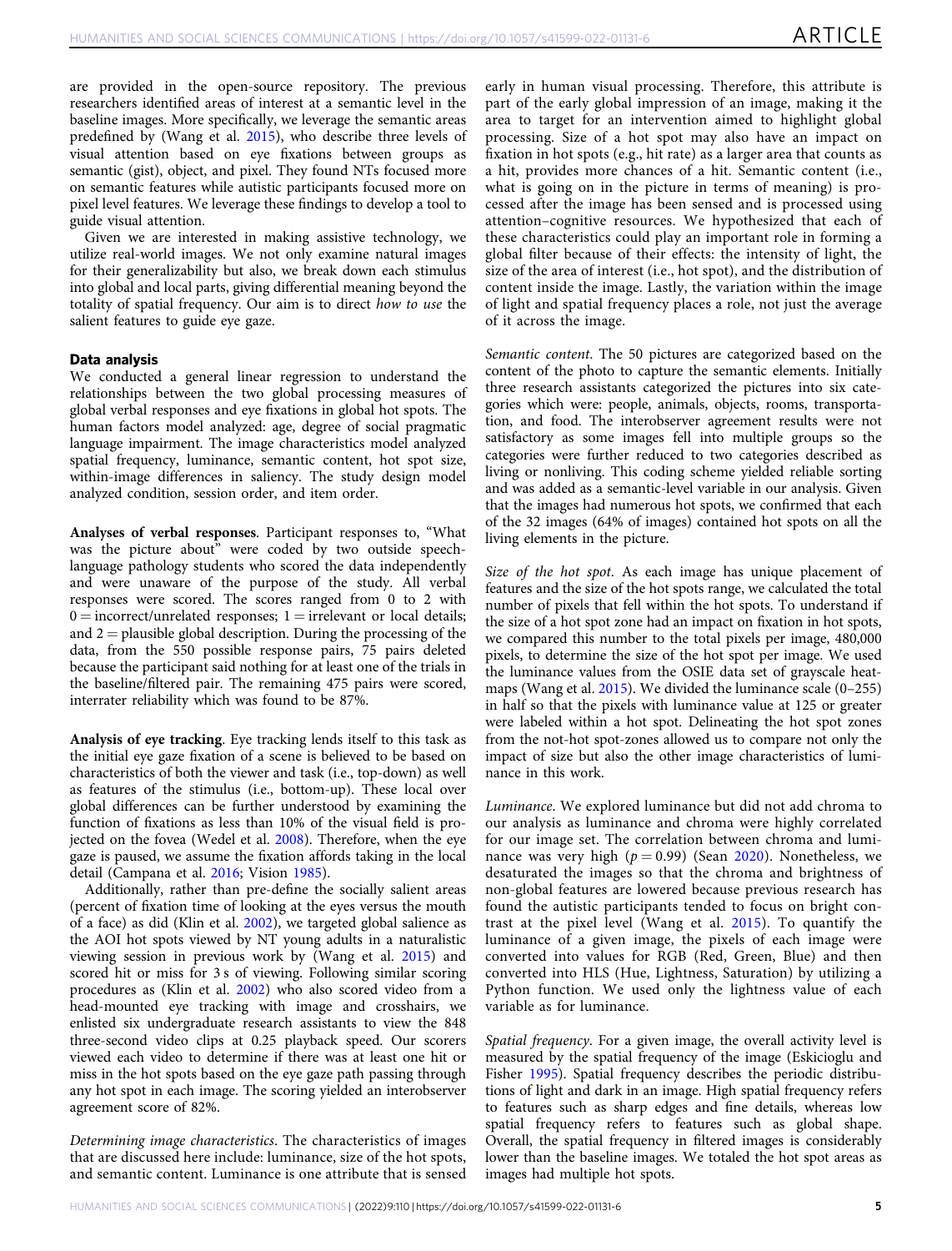are provided in the open-source repository. The previous researchers identified areas of interest at a semantic level in the baseline images. More specifically, we leverage the semantic areas predefined by (Wang et al. 2015), who describe three levels of visual attention based on eye fixations between groups as semantic (gist), object, and pixel. They found NTs focused more on semantic features while autistic participants focused more on pixel level features. We leverage these findings to develop a tool to guide visual attention.

Given we are interested in making assistive technology, we utilize real-world images. We not only examine natural images for their generalizability but also, we break down each stimulus into global and local parts, giving differential meaning beyond the totality of spatial frequency. Our aim is to direct *how to use* the salient features to guide eye gaze.

## Data analysis

We conducted a general linear regression to understand the relationships between the two global processing measures of global verbal responses and eye fixations in global hot spots. The human factors model analyzed: age, degree of social pragmatic language impairment. The image characteristics model analyzed spatial frequency, luminance, semantic content, hot spot size, within-image differences in saliency. The study design model analyzed condition, session order, and item order.

**Analyses of verbal responses**. Participant responses to, "What was the picture about" were coded by two outside speech-language pathology students who scored the data independently and were unaware of the purpose of the study. All verbal responses were scored. The scores ranged from 0 to 2 with 0 = incorrect/unrelated responses; 1 = irrelevant or local details; and 2 = plausible global description. During the processing of the data, from the 550 possible response pairs, 75 pairs deleted because the participant said nothing for at least one of the trials in the baseline/filtered pair. The remaining 475 pairs were scored, interrater reliability which was found to be 87%.

**Analysis of eye tracking**. Eye tracking lends itself to this task as the initial eye gaze fixation of a scene is believed to be based on characteristics of both the viewer and task (i.e., top-down) as well as features of the stimulus (i.e., bottom-up). These local over global differences can be further understood by examining the function of fixations as less than 10% of the visual field is projected on the fovea (Wedel et al. 2008). Therefore, when the eye gaze is paused, we assume the fixation affords taking in the local detail (Campana et al. 2016; Vision 1985).

Additionally, rather than pre-define the socially salient areas (percent of fixation time of looking at the eyes versus the mouth of a face) as did (Klin et al. 2002), we targeted global salience as the AOI hot spots viewed by NT young adults in a naturalistic viewing session in previous work by (Wang et al. 2015) and scored hit or miss for 3 s of viewing. Following similar scoring procedures as (Klin et al. 2002) who also scored video from a head-mounted eye tracking with image and crosshairs, we enlisted six undergraduate research assistants to view the 848 three-second video clips at 0.25 playback speed. Our scorers viewed each video to determine if there was at least one hit or miss in the hot spots based on the eye gaze path passing through any hot spot in each image. The scoring yielded an interobserver agreement score of 82%.

*Determining image characteristics*. The characteristics of images that are discussed here include: luminance, size of the hot spots, and semantic content. Luminance is one attribute that is sensed early in human visual processing. Therefore, this attribute is part of the early global impression of an image, making it the area to target for an intervention aimed to highlight global processing. Size of a hot spot may also have an impact on fixation in hot spots (e.g., hit rate) as a larger area that counts as a hit, provides more chances of a hit. Semantic content (i.e., what is going on in the picture in terms of meaning) is processed after the image has been sensed and is processed using attention–cognitive resources. We hypothesized that each of these characteristics could play an important role in forming a global filter because of their effects: the intensity of light, the size of the area of interest (i.e., hot spot), and the distribution of content inside the image. Lastly, the variation within the image of light and spatial frequency places a role, not just the average of it across the image.

*Semantic content*. The 50 pictures are categorized based on the content of the photo to capture the semantic elements. Initially three research assistants categorized the pictures into six categories which were: people, animals, objects, rooms, transportation, and food. The interobserver agreement results were not satisfactory as some images fell into multiple groups so the categories were further reduced to two categories described as living or nonliving. This coding scheme yielded reliable sorting and was added as a semantic-level variable in our analysis. Given that the images had numerous hot spots, we confirmed that each of the 32 images (64% of images) contained hot spots on all the living elements in the picture.

*Size of the hot spot*. As each image has unique placement of features and the size of the hot spots range, we calculated the total number of pixels that fell within the hot spots. To understand if the size of a hot spot zone had an impact on fixation in hot spots, we compared this number to the total pixels per image, 480,000 pixels, to determine the size of the hot spot per image. We used the luminance values from the OSIE data set of grayscale heatmaps (Wang et al. 2015). We divided the luminance scale (0–255) in half so that the pixels with luminance value at 125 or greater were labeled within a hot spot. Delineating the hot spot zones from the not-hot spot-zones allowed us to compare not only the impact of size but also the other image characteristics of luminance in this work.

*Luminance*. We explored luminance but did not add chroma to our analysis as luminance and chroma were highly correlated for our image set. The correlation between chroma and luminance was very high ($p = 0.99$) (Sean 2020). Nonetheless, we desaturated the images so that the chroma and brightness of non-global features are lowered because previous research has found the autistic participants tended to focus on bright contrast at the pixel level (Wang et al. 2015). To quantify the luminance of a given image, the pixels of each image were converted into values for RGB (Red, Green, Blue) and then converted into HLS (Hue, Lightness, Saturation) by utilizing a Python function. We used only the lightness value of each variable as for luminance.

*Spatial frequency*. For a given image, the overall activity level is measured by the spatial frequency of the image (Eskicioglu and Fisher 1995). Spatial frequency describes the periodic distributions of light and dark in an image. High spatial frequency refers to features such as sharp edges and fine details, whereas low spatial frequency refers to features such as global shape. Overall, the spatial frequency in filtered images is considerably lower than the baseline images. We totaled the hot spot areas as images had multiple hot spots.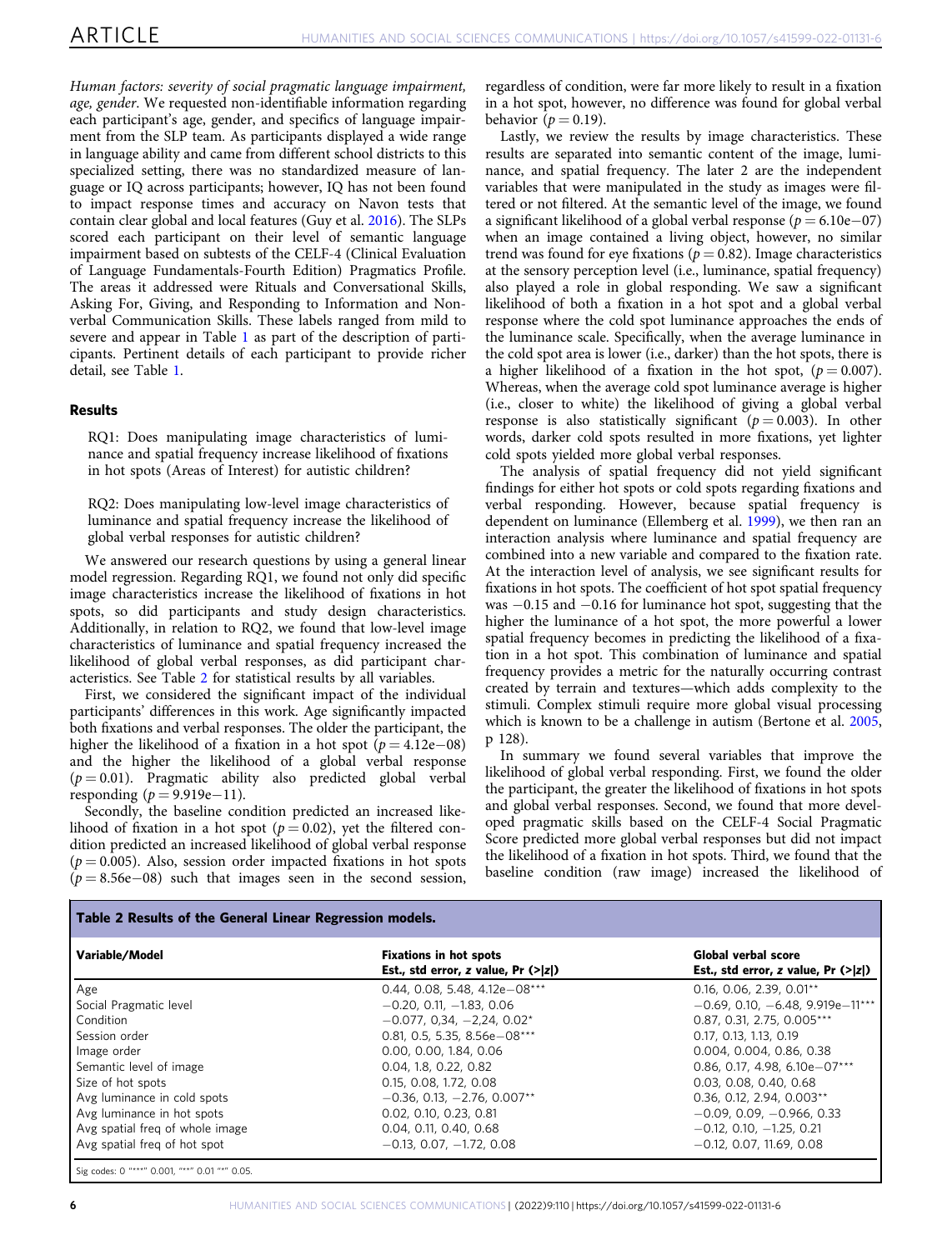*Human factors: severity of social pragmatic language impairment, age, gender*. We requested non-identifiable information regarding each participant's age, gender, and specifics of language impairment from the SLP team. As participants displayed a wide range in language ability and came from different school districts to this specialized setting, there was no standardized measure of language or IQ across participants; however, IQ has not been found to impact response times and accuracy on Navon tests that contain clear global and local features (Guy et al. 2016). The SLPs scored each participant on their level of semantic language impairment based on subtests of the CELF-4 (Clinical Evaluation of Language Fundamentals-Fourth Edition) Pragmatics Profile. The areas it addressed were Rituals and Conversational Skills, Asking For, Giving, and Responding to Information and Non-verbal Communication Skills. These labels ranged from mild to severe and appear in Table 1 as part of the description of participants. Pertinent details of each participant to provide richer detail, see Table 1.

## Results

> RQ1: Does manipulating image characteristics of luminance and spatial frequency increase likelihood of fixations in hot spots (Areas of Interest) for autistic children?
>
> RQ2: Does manipulating low-level image characteristics of luminance and spatial frequency increase the likelihood of global verbal responses for autistic children?

We answered our research questions by using a general linear model regression. Regarding RQ1, we found not only did specific image characteristics increase the likelihood of fixations in hot spots, so did participants and study design characteristics. Additionally, in relation to RQ2, we found that low-level image characteristics of luminance and spatial frequency increased the likelihood of global verbal responses, as did participant characteristics. See Table 2 for statistical results by all variables.

First, we considered the significant impact of the individual participants' differences in this work. Age significantly impacted both fixations and verbal responses. The older the participant, the higher the likelihood of a fixation in a hot spot ($p = 4.12e{-}08$) and the higher the likelihood of a global verbal response ($p = 0.01$). Pragmatic ability also predicted global verbal responding ($p = 9.919e{-}11$).

Secondly, the baseline condition predicted an increased likelihood of fixation in a hot spot ($p = 0.02$), yet the filtered condition predicted an increased likelihood of global verbal response ($p = 0.005$). Also, session order impacted fixations in hot spots ($p = 8.56e{-}08$) such that images seen in the second session, regardless of condition, were far more likely to result in a fixation in a hot spot, however, no difference was found for global verbal behavior ($p = 0.19$).

Lastly, we review the results by image characteristics. These results are separated into semantic content of the image, luminance, and spatial frequency. The later 2 are the independent variables that were manipulated in the study as images were filtered or not filtered. At the semantic level of the image, we found a significant likelihood of a global verbal response ($p = 6.10e{-}07$) when an image contained a living object, however, no similar trend was found for eye fixations ($p = 0.82$). Image characteristics at the sensory perception level (i.e., luminance, spatial frequency) also played a role in global responding. We saw a significant likelihood of both a fixation in a hot spot and a global verbal response where the cold spot luminance approaches the ends of the luminance scale. Specifically, when the average luminance in the cold spot area is lower (i.e., darker) than the hot spots, there is a higher likelihood of a fixation in the hot spot, ($p = 0.007$). Whereas, when the average cold spot luminance average is higher (i.e., closer to white) the likelihood of giving a global verbal response is also statistically significant ($p = 0.003$). In other words, darker cold spots resulted in more fixations, yet lighter cold spots yielded more global verbal responses.

The analysis of spatial frequency did not yield significant findings for either hot spots or cold spots regarding fixations and verbal responding. However, because spatial frequency is dependent on luminance (Ellemberg et al. 1999), we then ran an interaction analysis where luminance and spatial frequency are combined into a new variable and compared to the fixation rate. At the interaction level of analysis, we see significant results for fixations in hot spots. The coefficient of hot spot spatial frequency was −0.15 and −0.16 for luminance hot spot, suggesting that the higher the luminance of a hot spot, the more powerful a lower spatial frequency becomes in predicting the likelihood of a fixation in a hot spot. This combination of luminance and spatial frequency provides a metric for the naturally occurring contrast created by terrain and textures—which adds complexity to the stimuli. Complex stimuli require more global visual processing which is known to be a challenge in autism (Bertone et al. 2005, p 128).

In summary we found several variables that improve the likelihood of global verbal responding. First, we found the older the participant, the greater the likelihood of fixations in hot spots and global verbal responses. Second, we found that more developed pragmatic skills based on the CELF-4 Social Pragmatic Score predicted more global verbal responses but did not impact the likelihood of a fixation in hot spots. Third, we found that the baseline condition (raw image) increased the likelihood of

**Table 2 Results of the General Linear Regression models.**

| Variable/Model | Fixations in hot spots<br>Est., std error, z value, Pr (>\|z\|) | Global verbal score<br>Est., std error, z value, Pr (>\|z\|) |
|---|---|---|
| Age | 0.44, 0.08, 5.48, 4.12e−08*** | 0.16, 0.06, 2.39, 0.01** |
| Social Pragmatic level | −0.20, 0.11, −1.83, 0.06 | −0.69, 0.10, −6.48, 9.919e−11*** |
| Condition | −0.077, 0,34, −2,24, 0.02* | 0.87, 0.31, 2.75, 0.005*** |
| Session order | 0.81, 0.5, 5.35, 8.56e−08*** | 0.17, 0.13, 1.13, 0.19 |
| Image order | 0.00, 0.00, 1.84, 0.06 | 0.004, 0.004, 0.86, 0.38 |
| Semantic level of image | 0.04, 1.8, 0.22, 0.82 | 0.86, 0.17, 4.98, 6.10e−07*** |
| Size of hot spots | 0.15, 0.08, 1.72, 0.08 | 0.03, 0.08, 0.40, 0.68 |
| Avg luminance in cold spots | −0.36, 0.13, −2.76, 0.007** | 0.36, 0.12, 2.94, 0.003** |
| Avg luminance in hot spots | 0.02, 0.10, 0.23, 0.81 | −0.09, 0.09, −0.966, 0.33 |
| Avg spatial freq of whole image | 0.04, 0.11, 0.40, 0.68 | −0.12, 0.10, −1.25, 0.21 |
| Avg spatial freq of hot spot | −0.13, 0.07, −1.72, 0.08 | −0.12, 0.07, 11.69, 0.08 |

Sig codes: 0 "***" 0.001, "**" 0.01 "*" 0.05.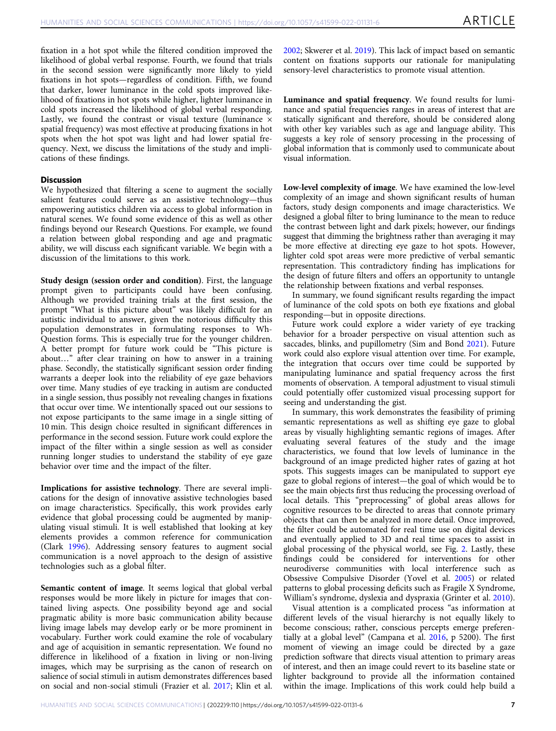fixation in a hot spot while the filtered condition improved the likelihood of global verbal response. Fourth, we found that trials in the second session were significantly more likely to yield fixations in hot spots—regardless of condition. Fifth, we found that darker, lower luminance in the cold spots improved likelihood of fixations in hot spots while higher, lighter luminance in cold spots increased the likelihood of global verbal responding. Lastly, we found the contrast or visual texture (luminance × spatial frequency) was most effective at producing fixations in hot spots when the hot spot was light and had lower spatial frequency. Next, we discuss the limitations of the study and implications of these findings.

## Discussion

We hypothesized that filtering a scene to augment the socially salient features could serve as an assistive technology—thus empowering autistics children via access to global information in natural scenes. We found some evidence of this as well as other findings beyond our Research Questions. For example, we found a relation between global responding and age and pragmatic ability, we will discuss each significant variable. We begin with a discussion of the limitations to this work.

**Study design (session order and condition)**. First, the language prompt given to participants could have been confusing. Although we provided training trials at the first session, the prompt "What is this picture about" was likely difficult for an autistic individual to answer, given the notorious difficulty this population demonstrates in formulating responses to Wh-Question forms. This is especially true for the younger children. A better prompt for future work could be "This picture is about…" after clear training on how to answer in a training phase. Secondly, the statistically significant session order finding warrants a deeper look into the reliability of eye gaze behaviors over time. Many studies of eye tracking in autism are conducted in a single session, thus possibly not revealing changes in fixations that occur over time. We intentionally spaced out our sessions to not expose participants to the same image in a single sitting of 10 min. This design choice resulted in significant differences in performance in the second session. Future work could explore the impact of the filter within a single session as well as consider running longer studies to understand the stability of eye gaze behavior over time and the impact of the filter.

**Implications for assistive technology**. There are several implications for the design of innovative assistive technologies based on image characteristics. Specifically, this work provides early evidence that global processing could be augmented by manipulating visual stimuli. It is well established that looking at key elements provides a common reference for communication (Clark 1996). Addressing sensory features to augment social communication is a novel approach to the design of assistive technologies such as a global filter.

**Semantic content of image**. It seems logical that global verbal responses would be more likely in picture for images that contained living aspects. One possibility beyond age and social pragmatic ability is more basic communication ability because living image labels may develop early or be more prominent in vocabulary. Further work could examine the role of vocabulary and age of acquisition in semantic representation. We found no difference in likelihood of a fixation in living or non-living images, which may be surprising as the canon of research on salience of social stimuli in autism demonstrates differences based on social and non-social stimuli (Frazier et al. 2017; Klin et al. 2002; Skwerer et al. 2019). This lack of impact based on semantic content on fixations supports our rationale for manipulating sensory-level characteristics to promote visual attention.

**Luminance and spatial frequency**. We found results for luminance and spatial frequencies ranges in areas of interest that are statically significant and therefore, should be considered along with other key variables such as age and language ability. This suggests a key role of sensory processing in the processing of global information that is commonly used to communicate about visual information.

**Low-level complexity of image**. We have examined the low-level complexity of an image and shown significant results of human factors, study design components and image characteristics. We designed a global filter to bring luminance to the mean to reduce the contrast between light and dark pixels; however, our findings suggest that dimming the brightness rather than averaging it may be more effective at directing eye gaze to hot spots. However, lighter cold spot areas were more predictive of verbal semantic representation. This contradictory finding has implications for the design of future filters and offers an opportunity to untangle the relationship between fixations and verbal responses.

In summary, we found significant results regarding the impact of luminance of the cold spots on both eye fixations and global responding—but in opposite directions.

Future work could explore a wider variety of eye tracking behavior for a broader perspective on visual attention such as saccades, blinks, and pupillometry (Sim and Bond 2021). Future work could also explore visual attention over time. For example, the integration that occurs over time could be supported by manipulating luminance and spatial frequency across the first moments of observation. A temporal adjustment to visual stimuli could potentially offer customized visual processing support for seeing and understanding the gist.

In summary, this work demonstrates the feasibility of priming semantic representations as well as shifting eye gaze to global areas by visually highlighting semantic regions of images. After evaluating several features of the study and the image characteristics, we found that low levels of luminance in the background of an image predicted higher rates of gazing at hot spots. This suggests images can be manipulated to support eye gaze to global regions of interest—the goal of which would be to see the main objects first thus reducing the processing overload of local details. This "preprocessing" of global areas allows for cognitive resources to be directed to areas that connote primary objects that can then be analyzed in more detail. Once improved, the filter could be automated for real time use on digital devices and eventually applied to 3D and real time spaces to assist in global processing of the physical world, see Fig. 2. Lastly, these findings could be considered for interventions for other neurodiverse communities with local interference such as Obsessive Compulsive Disorder (Yovel et al. 2005) or related patterns to global processing deficits such as Fragile X Syndrome, William's syndrome, dyslexia and dyspraxia (Grinter et al. 2010).

Visual attention is a complicated process "as information at different levels of the visual hierarchy is not equally likely to become conscious; rather, conscious percepts emerge preferentially at a global level" (Campana et al. 2016, p 5200). The first moment of viewing an image could be directed by a gaze prediction software that directs visual attention to primary areas of interest, and then an image could revert to its baseline state or lighter background to provide all the information contained within the image. Implications of this work could help build a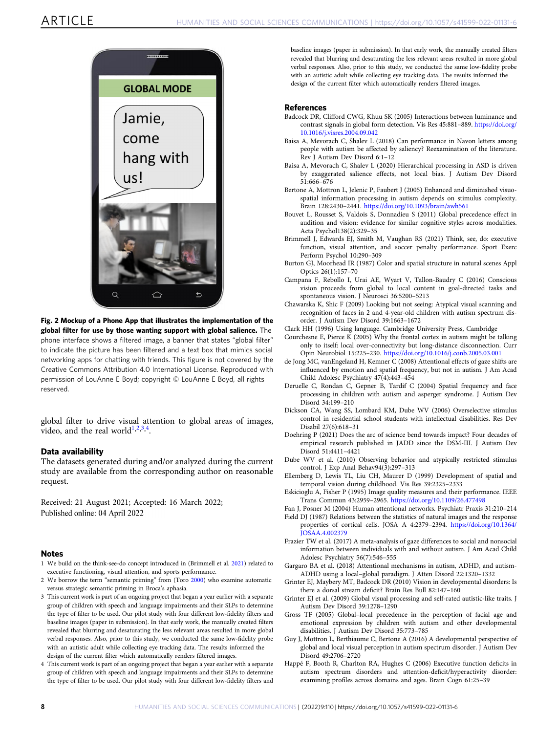**Fig. 2 Mockup of a Phone App that illustrates the implementation of the global filter for use by those wanting support with global salience.** The phone interface shows a filtered image, a banner that states "global filter" to indicate the picture has been filtered and a text box that mimics social networking apps for chatting with friends. This figure is not covered by the Creative Commons Attribution 4.0 International License. Reproduced with permission of LouAnne E Boyd; copyright © LouAnne E Boyd, all rights reserved.

global filter to drive visual attention to global areas of images, video, and the real world[1,2,3,4].

## Data availability

The datasets generated during and/or analyzed during the current study are available from the corresponding author on reasonable request.

Received: 21 August 2021; Accepted: 16 March 2022;
Published online: 04 April 2022

## Notes

1. We build on the think-see-do concept introduced in (Brimmell et al. 2021) related to executive functioning, visual attention, and sports performance.
2. We borrow the term "semantic priming" from (Toro 2000) who examine automatic versus strategic semantic priming in Broca's aphasia.
3. This current work is part of an ongoing project that began a year earlier with a separate group of children with speech and language impairments and their SLPs to determine the type of filter to be used. Our pilot study with four different low-fidelity filters and baseline images (paper in submission). In that early work, the manually created filters revealed that blurring and desaturating the less relevant areas resulted in more global verbal responses. Also, prior to this study, we conducted the same low-fidelity probe with an autistic adult while collecting eye tracking data. The results informed the design of the current filter which automatically renders filtered images.
4. This current work is part of an ongoing project that began a year earlier with a separate group of children with speech and language impairments and their SLPs to determine the type of filter to be used. Our pilot study with four different low-fidelity filters and baseline images (paper in submission). In that early work, the manually created filters revealed that blurring and desaturating the less relevant areas resulted in more global verbal responses. Also, prior to this study, we conducted the same low-fidelity probe with an autistic adult while collecting eye tracking data. The results informed the design of the current filter which automatically renders filtered images.

## References

Badcock DR, Clifford CWG, Khuu SK (2005) Interactions between luminance and contrast signals in global form detection. Vis Res 45:881–889. https://doi.org/10.1016/j.visres.2004.09.042

Baisa A, Mevorach C, Shalev L (2018) Can performance in Navon letters among people with autism be affected by saliency? Reexamination of the literature. Rev J Autism Dev Disord 6:1–12

Baisa A, Mevorach C, Shalev L (2020) Hierarchical processing in ASD is driven by exaggerated salience effects, not local bias. J Autism Dev Disord 51:666–676

Bertone A, Mottron L, Jelenic P, Faubert J (2005) Enhanced and diminished visuo-spatial information processing in autism depends on stimulus complexity. Brain 128:2430–2441. https://doi.org/10.1093/brain/awh561

Bouvet L, Rousset S, Valdois S, Donnadieu S (2011) Global precedence effect in audition and vision: evidence for similar cognitive styles across modalities. Acta Psychol138(2):329–35

Brimmell J, Edwards EJ, Smith M, Vaughan RS (2021) Think, see, do: executive function, visual attention, and soccer penalty performance. Sport Exerc Perform Psychol 10:290–309

Burton GJ, Moorhead IR (1987) Color and spatial structure in natural scenes Appl Optics 26(1):157–70

Campana F, Rebollo I, Urai AE, Wyart V, Tallon-Baudry C (2016) Conscious vision proceeds from global to local content in goal-directed tasks and spontaneous vision. J Neurosci 36:5200–5213

Chawarska K, Shic F (2009) Looking but not seeing: Atypical visual scanning and recognition of faces in 2 and 4-year-old children with autism spectrum disorder. J Autism Dev Disord 39:1663–1672

Clark HH (1996) Using language. Cambridge University Press, Cambridge

Courchesne E, Pierce K (2005) Why the frontal cortex in autism might be talking only to itself: local over-connectivity but long-distance disconnection. Curr Opin Neurobiol 15:225–230. https://doi.org/10.1016/j.conb.2005.03.001

de Jong MC, vanEngeland H, Kemner C (2008) Attentional effects of gaze shifts are influenced by emotion and spatial frequency, but not in autism. J Am Acad Child Adolesc Psychiatry 47(4):443–454

Deruelle C, Rondan C, Gepner B, Tardif C (2004) Spatial frequency and face processing in children with autism and asperger syndrome. J Autism Dev Disord 34:199–210

Dickson CA, Wang SS, Lombard KM, Dube WV (2006) Overselective stimulus control in residential school students with intellectual disabilities. Res Dev Disabil 27(6):618–31

Doehring P (2021) Does the arc of science bend towards impact? Four decades of empirical research published in JADD since the DSM-III. J Autism Dev Disord 51:4411–4421

Dube WV et al. (2010) Observing behavior and atypically restricted stimulus control. J Exp Anal Behav94(3):297–313

Ellemberg D, Lewis TL, Liu CH, Maurer D (1999) Development of spatial and temporal vision during childhood. Vis Res 39:2325–2333

Eskicioglu A, Fisher P (1995) Image quality measures and their performance. IEEE Trans Commun 43:2959–2965. https://doi.org/10.1109/26.477498

Fan J, Posner M (2004) Human attentional networks. Psychiatr Praxis 31:210–214

Field DJ (1987) Relations between the statistics of natural images and the response properties of cortical cells. JOSA A 4:2379–2394. https://doi.org/10.1364/JOSAA.4.002379

Frazier TW et al. (2017) A meta-analysis of gaze differences to social and nonsocial information between individuals with and without autism. J Am Acad Child Adolesc Psychiatry 56(7):546–555

Gargaro BA et al. (2018) Attentional mechanisms in autism, ADHD, and autism-ADHD using a local–global paradigm. J Atten Disord 22:1320–1332

Grinter EJ, Maybery MT, Badcock DR (2010) Vision in developmental disorders: Is there a dorsal stream deficit? Brain Res Bull 82:147–160

Grinter EJ et al. (2009) Global visual processing and self-rated autistic-like traits. J Autism Dev Disord 39:1278–1290

Gross TF (2005) Global–local precedence in the perception of facial age and emotional expression by children with autism and other developmental disabilities. J Autism Dev Disord 35:773–785

Guy J, Mottron L, Berthiaume C, Bertone A (2016) A developmental perspective of global and local visual perception in autism spectrum disorder. J Autism Dev Disord 49:2706–2720

Happé F, Booth R, Charlton RA, Hughes C (2006) Executive function deficits in autism spectrum disorders and attention-deficit/hyperactivity disorder: examining profiles across domains and ages. Brain Cogn 61:25–39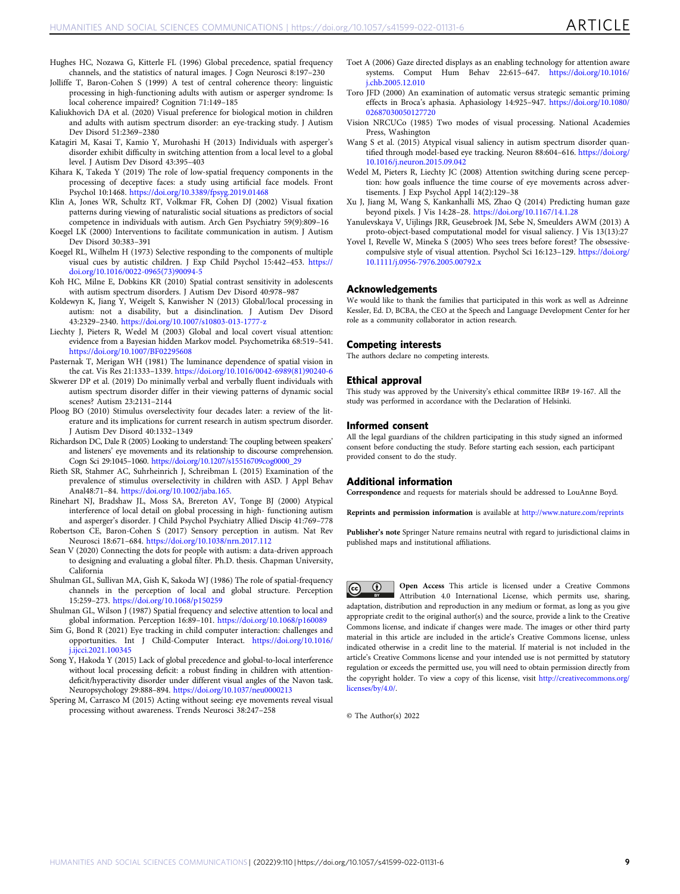Hughes HC, Nozawa G, Kitterle FL (1996) Global precedence, spatial frequency channels, and the statistics of natural images. J Cogn Neurosci 8:197–230

Jolliffe T, Baron-Cohen S (1999) A test of central coherence theory: linguistic processing in high-functioning adults with autism or asperger syndrome: Is local coherence impaired? Cognition 71:149–185

Kaliukhovich DA et al. (2020) Visual preference for biological motion in children and adults with autism spectrum disorder: an eye-tracking study. J Autism Dev Disord 51:2369–2380

Katagiri M, Kasai T, Kamio Y, Murohashi H (2013) Individuals with asperger's disorder exhibit difficulty in switching attention from a local level to a global level. J Autism Dev Disord 43:395–403

Kihara K, Takeda Y (2019) The role of low-spatial frequency components in the processing of deceptive faces: a study using artificial face models. Front Psychol 10:1468. https://doi.org/10.3389/fpsyg.2019.01468

Klin A, Jones WR, Schultz RT, Volkmar FR, Cohen DJ (2002) Visual fixation patterns during viewing of naturalistic social situations as predictors of social competence in individuals with autism. Arch Gen Psychiatry 59(9):809–16

Koegel LK (2000) Interventions to facilitate communication in autism. J Autism Dev Disord 30:383–391

Koegel RL, Wilhelm H (1973) Selective responding to the components of multiple visual cues by autistic children. J Exp Child Psychol 15:442–453. https://doi.org/10.1016/0022-0965(73)90094-5

Koh HC, Milne E, Dobkins KR (2010) Spatial contrast sensitivity in adolescents with autism spectrum disorders. J Autism Dev Disord 40:978–987

Koldewyn K, Jiang Y, Weigelt S, Kanwisher N (2013) Global/local processing in autism: not a disability, but a disinclination. J Autism Dev Disord 43:2329–2340. https://doi.org/10.1007/s10803-013-1777-z

Liechty J, Pieters R, Wedel M (2003) Global and local covert visual attention: evidence from a Bayesian hidden Markov model. Psychometrika 68:519–541. https://doi.org/10.1007/BF02295608

Pasternak T, Merigan WH (1981) The luminance dependence of spatial vision in the cat. Vis Res 21:1333–1339. https://doi.org/10.1016/0042-6989(81)90240-6

Skwerer DP et al. (2019) Do minimally verbal and verbally fluent individuals with autism spectrum disorder differ in their viewing patterns of dynamic social scenes? Autism 23:2131–2144

Ploog BO (2010) Stimulus overselectivity four decades later: a review of the literature and its implications for current research in autism spectrum disorder. J Autism Dev Disord 40:1332–1349

Richardson DC, Dale R (2005) Looking to understand: The coupling between speakers' and listeners' eye movements and its relationship to discourse comprehension. Cogn Sci 29:1045–1060. https://doi.org/10.1207/s15516709cog0000_29

Rieth SR, Stahmer AC, Suhrheinrich J, Schreibman L (2015) Examination of the prevalence of stimulus overselectivity in children with ASD. J Appl Behav Anal48:71–84. https://doi.org/10.1002/jaba.165.

Rinehart NJ, Bradshaw JL, Moss SA, Brereton AV, Tonge BJ (2000) Atypical interference of local detail on global processing in high- functioning autism and asperger's disorder. J Child Psychol Psychiatry Allied Discip 41:769–778

Robertson CE, Baron-Cohen S (2017) Sensory perception in autism. Nat Rev Neurosci 18:671–684. https://doi.org/10.1038/nrn.2017.112

Sean V (2020) Connecting the dots for people with autism: a data-driven approach to designing and evaluating a global filter. Ph.D. thesis. Chapman University, California

Shulman GL, Sullivan MA, Gish K, Sakoda WJ (1986) The role of spatial-frequency channels in the perception of local and global structure. Perception 15:259–273. https://doi.org/10.1068/p150259

Shulman GL, Wilson J (1987) Spatial frequency and selective attention to local and global information. Perception 16:89–101. https://doi.org/10.1068/p160089

Sim G, Bond R (2021) Eye tracking in child computer interaction: challenges and opportunities. Int J Child-Computer Interact. https://doi.org/10.1016/j.ijcci.2021.100345

Song Y, Hakoda Y (2015) Lack of global precedence and global-to-local interference without local processing deficit: a robust finding in children with attention-deficit/hyperactivity disorder under different visual angles of the Navon task. Neuropsychology 29:888–894. https://doi.org/10.1037/neu0000213

Spering M, Carrasco M (2015) Acting without seeing: eye movements reveal visual processing without awareness. Trends Neurosci 38:247–258

Toet A (2006) Gaze directed displays as an enabling technology for attention aware systems. Comput Hum Behav 22:615–647. https://doi.org/10.1016/j.chb.2005.12.010

Toro JFD (2000) An examination of automatic versus strategic semantic priming effects in Broca's aphasia. Aphasiology 14:925–947. https://doi.org/10.1080/02687030050127720

Vision NRCUCo (1985) Two modes of visual processing. National Academies Press, Washington

Wang S et al. (2015) Atypical visual saliency in autism spectrum disorder quantified through model-based eye tracking. Neuron 88:604–616. https://doi.org/10.1016/j.neuron.2015.09.042

Wedel M, Pieters R, Liechty JC (2008) Attention switching during scene perception: how goals influence the time course of eye movements across advertisements. J Exp Psychol Appl 14(2):129–38

Xu J, Jiang M, Wang S, Kankanhalli MS, Zhao Q (2014) Predicting human gaze beyond pixels. J Vis 14:28–28. https://doi.org/10.1167/14.1.28

Yanulevskaya V, Uijlings JRR, Geusebroek JM, Sebe N, Smeulders AWM (2013) A proto-object-based computational model for visual saliency. J Vis 13(13):27

Yovel I, Revelle W, Mineka S (2005) Who sees trees before forest? The obsessive-compulsive style of visual attention. Psychol Sci 16:123–129. https://doi.org/10.1111/j.0956-7976.2005.00792.x

## Acknowledgements

We would like to thank the families that participated in this work as well as Adreinne Kessler, Ed. D, BCBA, the CEO at the Speech and Language Development Center for her role as a community collaborator in action research.

## Competing interests

The authors declare no competing interests.

## Ethical approval

This study was approved by the University's ethical committee IRB# 19-167. All the study was performed in accordance with the Declaration of Helsinki.

## Informed consent

All the legal guardians of the children participating in this study signed an informed consent before conducting the study. Before starting each session, each participant provided consent to do the study.

## Additional information

**Correspondence** and requests for materials should be addressed to LouAnne Boyd.

**Reprints and permission information** is available at http://www.nature.com/reprints

**Publisher's note** Springer Nature remains neutral with regard to jurisdictional claims in published maps and institutional affiliations.

**Open Access** This article is licensed under a Creative Commons Attribution 4.0 International License, which permits use, sharing, adaptation, distribution and reproduction in any medium or format, as long as you give appropriate credit to the original author(s) and the source, provide a link to the Creative Commons license, and indicate if changes were made. The images or other third party material in this article are included in the article's Creative Commons license, unless indicated otherwise in a credit line to the material. If material is not included in the article's Creative Commons license and your intended use is not permitted by statutory regulation or exceeds the permitted use, you will need to obtain permission directly from the copyright holder. To view a copy of this license, visit http://creativecommons.org/licenses/by/4.0/.

© The Author(s) 2022